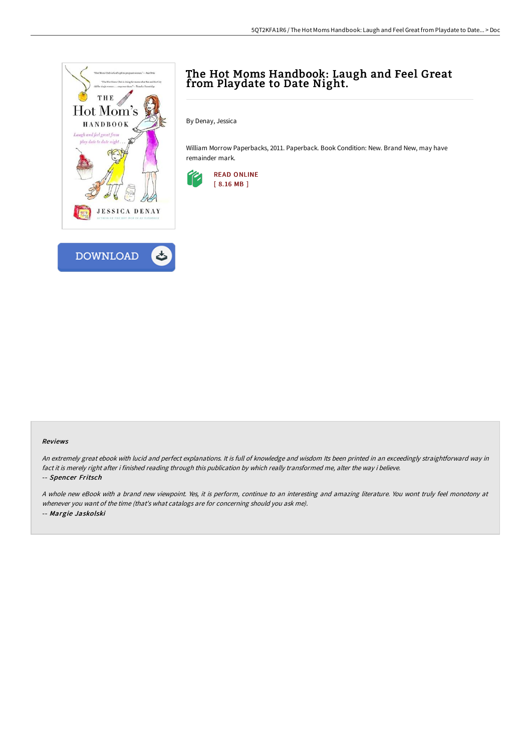# The Hot Moms Handbook: Laugh and Feel Great from Playdate to Date Night.

By Denay, Jessica

William Morrow Paperbacks, 2011. Paperback. Book Condition: New. Brand New, may have remainder mark.

READ ONLINE
[ 8.16 MB ]

DOWNLOAD

## Reviews

*An extremely great ebook with lucid and perfect explanations. It is full of knowledge and wisdom Its been printed in an exceedingly straightforward way in fact it is merely right after i finished reading through this publication by which really transformed me, alter the way i believe.*

-- *Spencer Fritsch*

*A whole new eBook with a brand new viewpoint. Yes, it is perform, continue to an interesting and amazing literature. You wont truly feel monotony at whenever you want of the time (that's what catalogs are for concerning should you ask me).*

-- *Margie Jaskolski*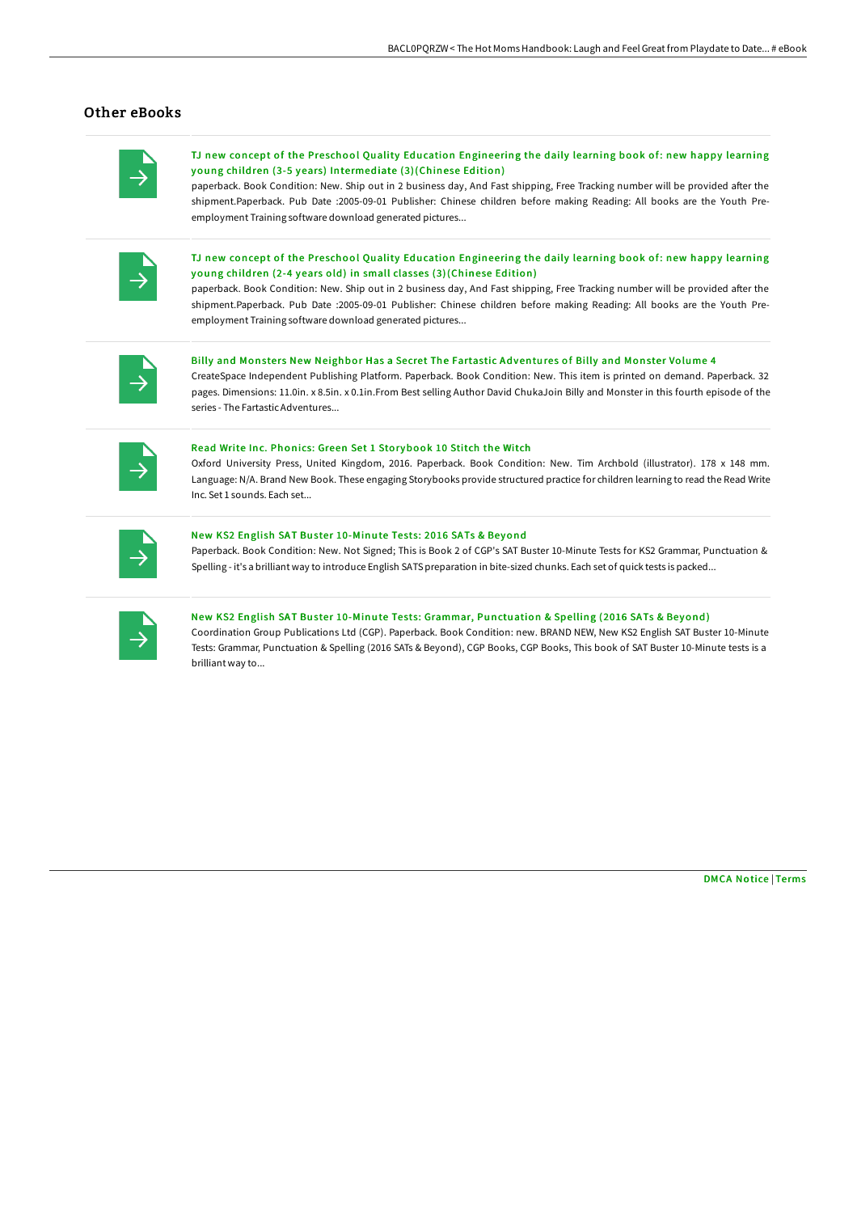## Other eBooks

**TJ new concept of the Preschool Quality Education Engineering the daily learning book of: new happy learning young children (3-5 years) Intermediate (3)(Chinese Edition)**

paperback. Book Condition: New. Ship out in 2 business day, And Fast shipping, Free Tracking number will be provided after the shipment.Paperback. Pub Date :2005-09-01 Publisher: Chinese children before making Reading: All books are the Youth Pre-employment Training software download generated pictures...

**TJ new concept of the Preschool Quality Education Engineering the daily learning book of: new happy learning young children (2-4 years old) in small classes (3)(Chinese Edition)**

paperback. Book Condition: New. Ship out in 2 business day, And Fast shipping, Free Tracking number will be provided after the shipment.Paperback. Pub Date :2005-09-01 Publisher: Chinese children before making Reading: All books are the Youth Pre-employment Training software download generated pictures...

**Billy and Monsters New Neighbor Has a Secret The Fartastic Adventures of Billy and Monster Volume 4**

CreateSpace Independent Publishing Platform. Paperback. Book Condition: New. This item is printed on demand. Paperback. 32 pages. Dimensions: 11.0in. x 8.5in. x 0.1in.From Best selling Author David ChukaJoin Billy and Monster in this fourth episode of the series - The Fartastic Adventures...

**Read Write Inc. Phonics: Green Set 1 Storybook 10 Stitch the Witch**

Oxford University Press, United Kingdom, 2016. Paperback. Book Condition: New. Tim Archbold (illustrator). 178 x 148 mm. Language: N/A. Brand New Book. These engaging Storybooks provide structured practice for children learning to read the Read Write Inc. Set 1 sounds. Each set...

**New KS2 English SAT Buster 10-Minute Tests: 2016 SATs & Beyond**

Paperback. Book Condition: New. Not Signed; This is Book 2 of CGP's SAT Buster 10-Minute Tests for KS2 Grammar, Punctuation & Spelling - it's a brilliant way to introduce English SATS preparation in bite-sized chunks. Each set of quick tests is packed...

**New KS2 English SAT Buster 10-Minute Tests: Grammar, Punctuation & Spelling (2016 SATs & Beyond)**

Coordination Group Publications Ltd (CGP). Paperback. Book Condition: new. BRAND NEW, New KS2 English SAT Buster 10-Minute Tests: Grammar, Punctuation & Spelling (2016 SATs & Beyond), CGP Books, CGP Books, This book of SAT Buster 10-Minute tests is a brilliant way to...